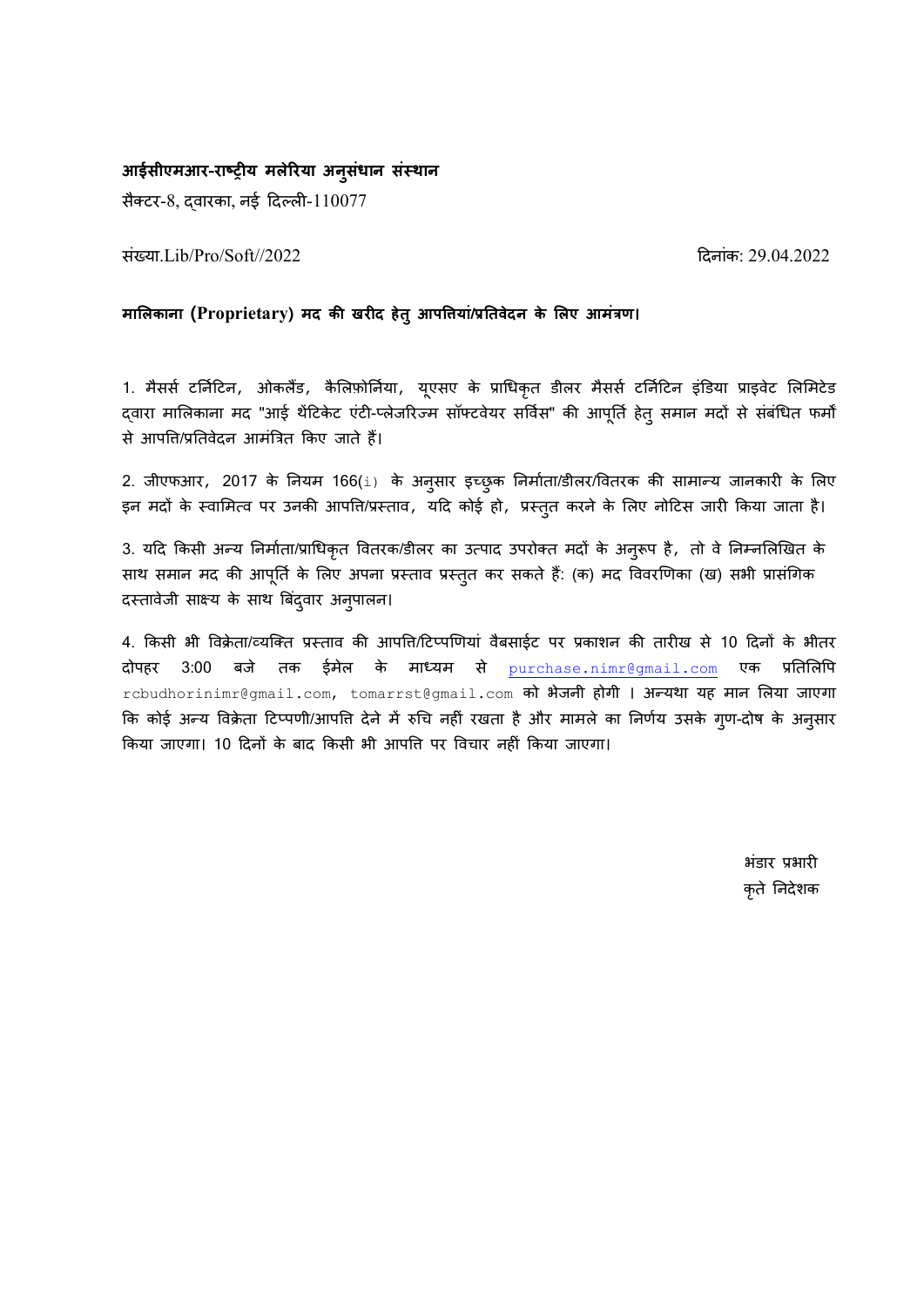**आईसीएमआर-राष्ट्रीय मलेरिया अनुसंधान संस्थान**

सैक्टर-8, द्वारका, नई दिल्ली-110077

संख्या.Lib/Pro/Soft//2022 दिनांक: 29.04.2022

**मालिकाना (Proprietary) मद की खरीद हेतु आपत्तियां/प्रतिवेदन के लिए आमंत्रण।**

1. मैसर्स टर्निटिन, ओकलैंड, कैलिफ़ोर्निया, यूएसए के प्राधिकृत डीलर मैसर्स टर्निटिन इंडिया प्राइवेट लिमिटेड द्वारा मालिकाना मद "आई थेंटिकेट एंटी-प्लेजरिज्म सॉफ्टवेयर सर्विस" की आपूर्ति हेतु समान मदों से संबंधित फर्मो से आपत्ति/प्रतिवेदन आमंत्रित किए जाते हैं।

2. जीएफआर, 2017 के नियम 166(i) के अनुसार इच्छुक निर्माता/डीलर/वितरक की सामान्य जानकारी के लिए इन मदों के स्वामित्व पर उनकी आपत्ति/प्रस्ताव, यदि कोई हो, प्रस्तुत करने के लिए नोटिस जारी किया जाता है।

3. यदि किसी अन्य निर्माता/प्राधिकृत वितरक/डीलर का उत्पाद उपरोक्त मदों के अनुरूप है, तो वे निम्नलिखित के साथ समान मद की आपूर्ति के लिए अपना प्रस्ताव प्रस्तुत कर सकते हैं: (क) मद विवरणिका (ख) सभी प्रासंगिक दस्तावेजी साक्ष्य के साथ बिंदुवार अनुपालन।

4. किसी भी विक्रेता/व्यक्ति प्रस्ताव की आपत्ति/टिप्पणियां वैबसाईट पर प्रकाशन की तारीख से 10 दिनों के भीतर दोपहर 3:00 बजे तक ईमेल के माध्यम से purchase.nimr@gmail.com एक प्रतिलिपि rcbudhorinimr@gmail.com, tomarrst@gmail.com को भेजनी होगी । अन्यथा यह मान लिया जाएगा कि कोई अन्य विक्रेता टिप्पणी/आपत्ति देने में रुचि नहीं रखता है और मामले का निर्णय उसके गुण-दोष के अनुसार किया जाएगा। 10 दिनों के बाद किसी भी आपत्ति पर विचार नहीं किया जाएगा।

भंडार प्रभारी

कृते निदेशक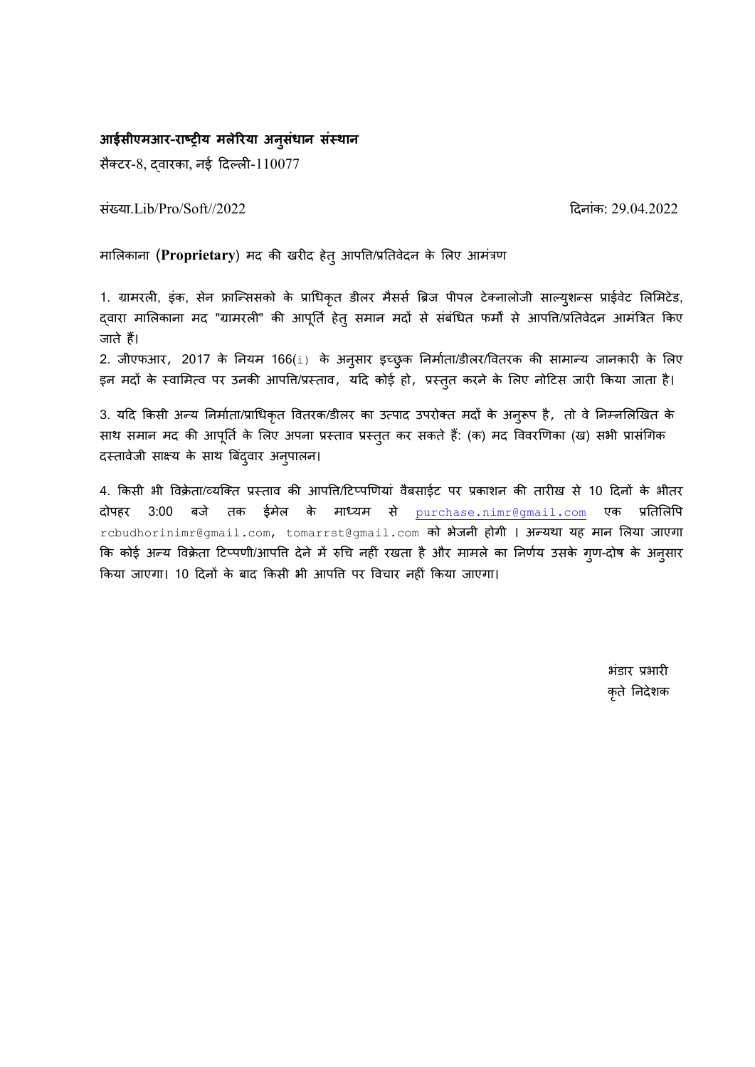**आईसीएमआर-राष्ट्रीय मलेरिया अनुसंधान संस्थान**

सैक्टर-8, द्वारका, नई दिल्ली-110077

संख्या.Lib/Pro/Soft//2022 दिनांक: 29.04.2022

मालिकाना (**Proprietary**) मद की खरीद हेतु आपत्ति/प्रतिवेदन के लिए आमंत्रण

1. ग्रामरली, इंक, सेन फ्रान्सिसको के प्राधिकृत डीलर मैसर्स ब्रिज पीपल टेक्नालोजी साल्युशन्स प्राईवेट लिमिटेड, द्वारा मालिकाना मद "ग्रामरली" की आपूर्ति हेतु समान मदों से संबंधित फर्मों से आपत्ति/प्रतिवेदन आमंत्रित किए जाते हैं।

2. जीएफआर, 2017 के नियम 166(i) के अनुसार इच्छुक निर्माता/डीलर/वितरक की सामान्य जानकारी के लिए इन मदों के स्वामित्व पर उनकी आपत्ति/प्रस्ताव, यदि कोई हो, प्रस्तुत करने के लिए नोटिस जारी किया जाता है।

3. यदि किसी अन्य निर्माता/प्राधिकृत वितरक/डीलर का उत्पाद उपरोक्त मदों के अनुरूप है, तो वे निम्नलिखित के साथ समान मद की आपूर्ति के लिए अपना प्रस्ताव प्रस्तुत कर सकते हैं: (क) मद विवरणिका (ख) सभी प्रासंगिक दस्तावेजी साक्ष्य के साथ बिंदुवार अनुपालन।

4. किसी भी विक्रेता/व्यक्ति प्रस्ताव की आपत्ति/टिप्पणियां वैबसाईट पर प्रकाशन की तारीख से 10 दिनों के भीतर दोपहर 3:00 बजे तक ईमेल के माध्यम से purchase.nimr@gmail.com एक प्रतिलिपि rcbudhorinimr@gmail.com, tomarrst@gmail.com को भेजनी होगी । अन्यथा यह मान लिया जाएगा कि कोई अन्य विक्रेता टिप्पणी/आपत्ति देने में रुचि नहीं रखता है और मामले का निर्णय उसके गुण-दोष के अनुसार किया जाएगा। 10 दिनों के बाद किसी भी आपत्ति पर विचार नहीं किया जाएगा।

भंडार प्रभारी

कृते निदेशक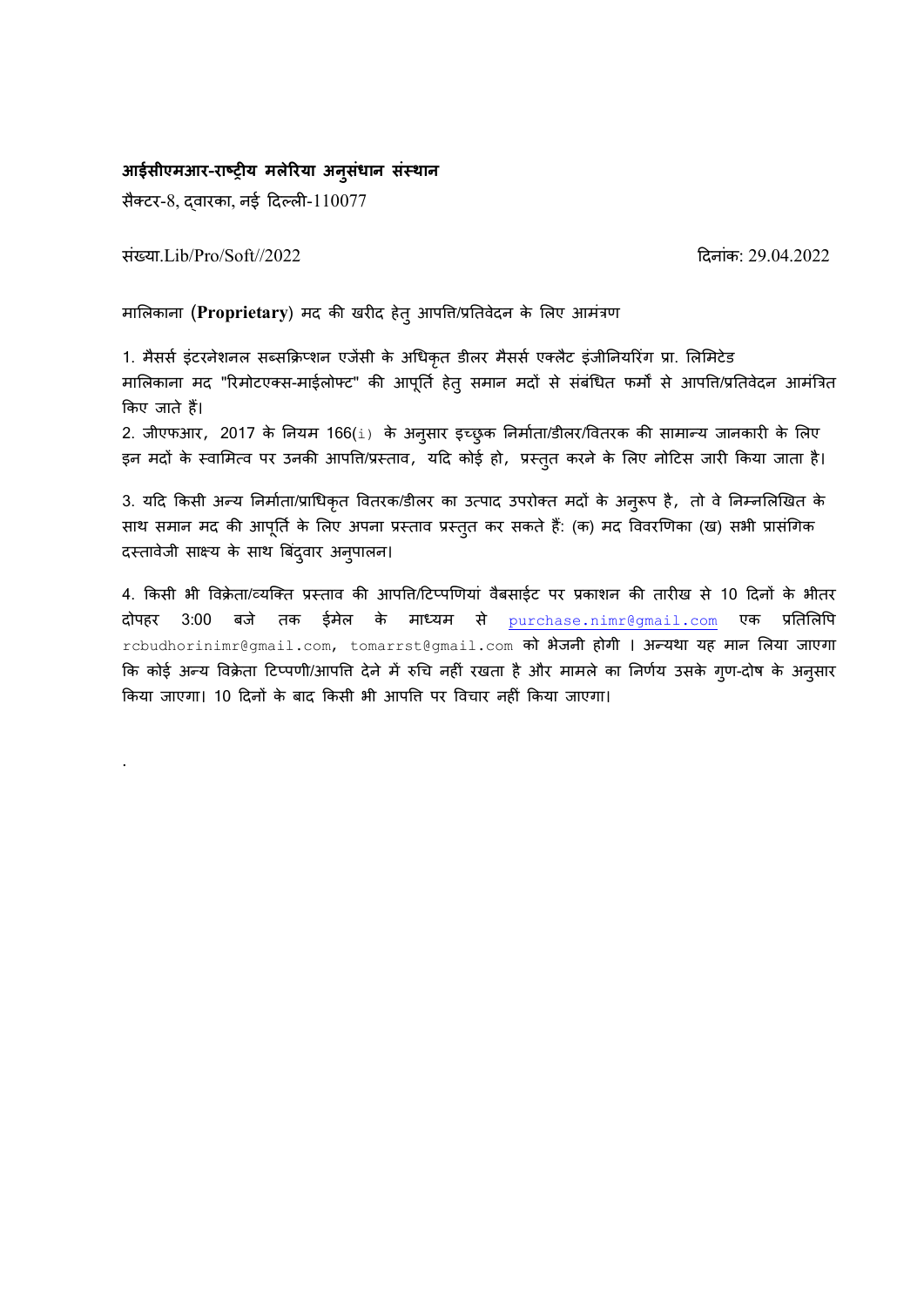**आईसीएमआर-राष्ट्रीय मलेरिया अनुसंधान संस्थान**

सैक्टर-8, द्वारका, नई दिल्ली-110077

संख्या.Lib/Pro/Soft//2022 दिनांक: 29.04.2022

मालिकाना (**Proprietary**) मद की खरीद हेतु आपत्ति/प्रतिवेदन के लिए आमंत्रण

1. मैसर्स इंटरनेशनल सब्सक्रिप्शन एजेंसी के अधिकृत डीलर मैसर्स एक्लैट इंजीनियरिंग प्रा. लिमिटेड मालिकाना मद "रिमोटएक्स-माईलोफ्ट" की आपूर्ति हेतु समान मदों से संबंधित फर्मों से आपत्ति/प्रतिवेदन आमंत्रित किए जाते हैं।

2. जीएफआर, 2017 के नियम 166(i) के अनुसार इच्छुक निर्माता/डीलर/वितरक की सामान्य जानकारी के लिए इन मदों के स्वामित्व पर उनकी आपत्ति/प्रस्ताव, यदि कोई हो, प्रस्तुत करने के लिए नोटिस जारी किया जाता है।

3. यदि किसी अन्य निर्माता/प्राधिकृत वितरक/डीलर का उत्पाद उपरोक्त मदों के अनुरूप है, तो वे निम्नलिखित के साथ समान मद की आपूर्ति के लिए अपना प्रस्ताव प्रस्तुत कर सकते हैं: (क) मद विवरणिका (ख) सभी प्रासंगिक दस्तावेजी साक्ष्य के साथ बिंदुवार अनुपालन।

4. किसी भी विक्रेता/व्यक्ति प्रस्ताव की आपत्ति/टिप्पणियां वैबसाईट पर प्रकाशन की तारीख से 10 दिनों के भीतर दोपहर 3:00 बजे तक ईमेल के माध्यम से purchase.nimr@gmail.com एक प्रतिलिपि rcbudhorinimr@gmail.com, tomarrst@gmail.com को भेजनी होगी । अन्यथा यह मान लिया जाएगा कि कोई अन्य विक्रेता टिप्पणी/आपत्ति देने में रुचि नहीं रखता है और मामले का निर्णय उसके गुण-दोष के अनुसार किया जाएगा। 10 दिनों के बाद किसी भी आपत्ति पर विचार नहीं किया जाएगा।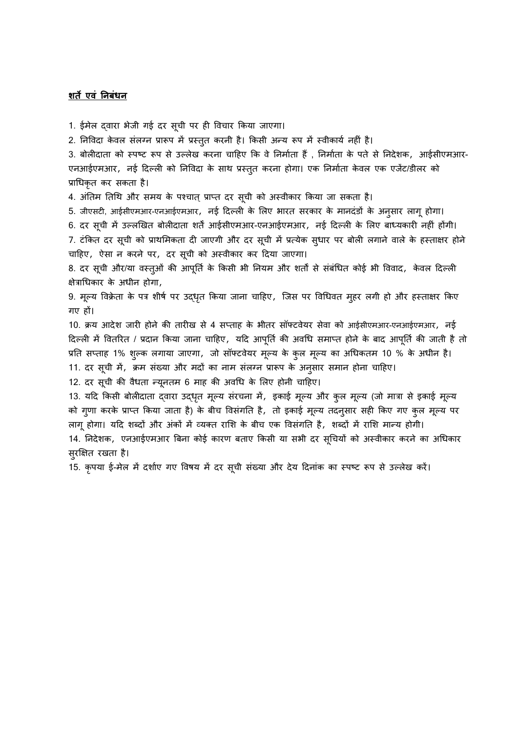**<u>शर्तें एवं निबंधन</u>**

1. ईमेल द्वारा भेजी गई दर सूची पर ही विचार किया जाएगा।
2. निविदा केवल संलग्न प्रारूप में प्रस्तुत करनी है। किसी अन्य रूप में स्वीकार्य नहीं है।
3. बोलीदाता को स्पष्ट रूप से उल्लेख करना चाहिए कि वे निर्माता हैं , निर्माता के पते से निदेशक, आईसीएमआर-एनआईएमआर, नई दिल्ली को निविदा के साथ प्रस्तुत करना होगा। एक निर्माता केवल एक एजेंट/डीलर को प्राधिकृत कर सकता है।
4. अंतिम तिथि और समय के पश्चात् प्राप्त दर सूची को अस्वीकार किया जा सकता है।
5. जीएसटी, आईसीएमआर-एनआईएमआर, नई दिल्ली के लिए भारत सरकार के मानदंडों के अनुसार लागू होगा।
6. दर सूची में उल्लिखित बोलीदाता शर्तें आईसीएमआर-एनआईएमआर, नई दिल्ली के लिए बाध्यकारी नहीं होंगी।
7. टंकित दर सूची को प्राथमिकता दी जाएगी और दर सूची में प्रत्येक सुधार पर बोली लगाने वाले के हस्ताक्षर होने चाहिए, ऐसा न करने पर, दर सूची को अस्वीकार कर दिया जाएगा।
8. दर सूची और/या वस्तुओं की आपूर्ति के किसी भी नियम और शर्तों से संबंधित कोई भी विवाद, केवल दिल्ली क्षेत्राधिकार के अधीन होगा,
9. मूल्य विक्रेता के पत्र शीर्ष पर उद्धृत किया जाना चाहिए, जिस पर विधिवत मुहर लगी हो और हस्ताक्षर किए गए हों।
10. क्रय आदेश जारी होने की तारीख से 4 सप्ताह के भीतर सॉफ्टवेयर सेवा को आईसीएमआर-एनआईएमआर, नई दिल्ली में वितरित / प्रदान किया जाना चाहिए, यदि आपूर्ति की अवधि समाप्त होने के बाद आपूर्ति की जाती है तो प्रति सप्ताह 1% शुल्क लगाया जाएगा, जो सॉफ्टवेयर मूल्य के कुल मूल्य का अधिकतम 10 % के अधीन है।
11. दर सूची में, क्रम संख्या और मदों का नाम संलग्न प्रारूप के अनुसार समान होना चाहिए।
12. दर सूची की वैधता न्यूनतम 6 माह की अवधि के लिए होनी चाहिए।
13. यदि किसी बोलीदाता द्वारा उद्धृत मूल्य संरचना में, इकाई मूल्य और कुल मूल्य (जो मात्रा से इकाई मूल्य को गुणा करके प्राप्त किया जाता है) के बीच विसंगति है, तो इकाई मूल्य तदनुसार सही किए गए कुल मूल्य पर लागू होगा। यदि शब्दों और अंकों में व्यक्त राशि के बीच एक विसंगति है, शब्दों में राशि मान्य होगी।
14. निदेशक, एनआईएमआर बिना कोई कारण बताए किसी या सभी दर सूचियों को अस्वीकार करने का अधिकार सुरक्षित रखता है।
15. कृपया ई-मेल में दर्शाए गए विषय में दर सूची संख्या और देय दिनांक का स्पष्ट रूप से उल्लेख करें।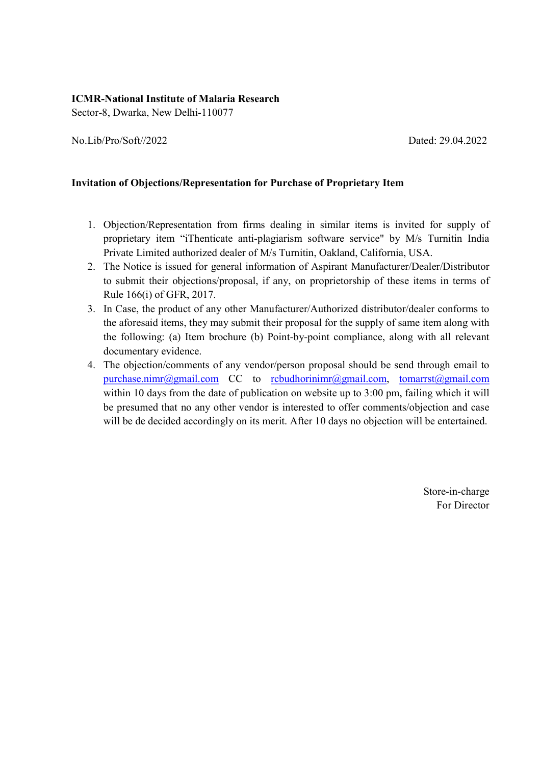**ICMR-National Institute of Malaria Research**
Sector-8, Dwarka, New Delhi-110077

No.Lib/Pro/Soft//2022 Dated: 29.04.2022

**Invitation of Objections/Representation for Purchase of Proprietary Item**

1. Objection/Representation from firms dealing in similar items is invited for supply of proprietary item "iThenticate anti-plagiarism software service" by M/s Turnitin India Private Limited authorized dealer of M/s Turnitin, Oakland, California, USA.
2. The Notice is issued for general information of Aspirant Manufacturer/Dealer/Distributor to submit their objections/proposal, if any, on proprietorship of these items in terms of Rule 166(i) of GFR, 2017.
3. In Case, the product of any other Manufacturer/Authorized distributor/dealer conforms to the aforesaid items, they may submit their proposal for the supply of same item along with the following: (a) Item brochure (b) Point-by-point compliance, along with all relevant documentary evidence.
4. The objection/comments of any vendor/person proposal should be send through email to purchase.nimr@gmail.com CC to rcbudhorinimr@gmail.com, tomarrst@gmail.com within 10 days from the date of publication on website up to 3:00 pm, failing which it will be presumed that no any other vendor is interested to offer comments/objection and case will be de decided accordingly on its merit. After 10 days no objection will be entertained.

Store-in-charge
For Director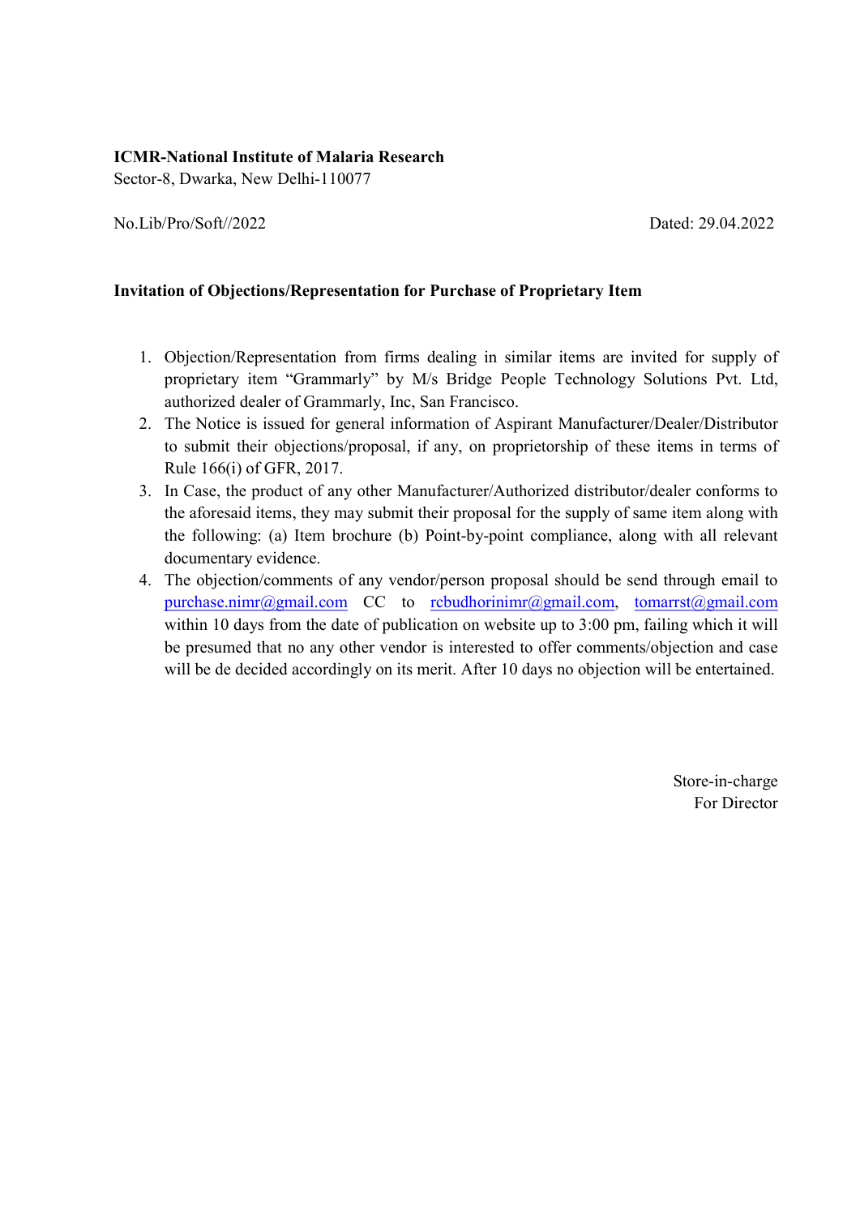**ICMR-National Institute of Malaria Research**
Sector-8, Dwarka, New Delhi-110077

No.Lib/Pro/Soft//2022 Dated: 29.04.2022

**Invitation of Objections/Representation for Purchase of Proprietary Item**

1. Objection/Representation from firms dealing in similar items are invited for supply of proprietary item "Grammarly" by M/s Bridge People Technology Solutions Pvt. Ltd, authorized dealer of Grammarly, Inc, San Francisco.
2. The Notice is issued for general information of Aspirant Manufacturer/Dealer/Distributor to submit their objections/proposal, if any, on proprietorship of these items in terms of Rule 166(i) of GFR, 2017.
3. In Case, the product of any other Manufacturer/Authorized distributor/dealer conforms to the aforesaid items, they may submit their proposal for the supply of same item along with the following: (a) Item brochure (b) Point-by-point compliance, along with all relevant documentary evidence.
4. The objection/comments of any vendor/person proposal should be send through email to purchase.nimr@gmail.com CC to rcbudhorinimr@gmail.com, tomarrst@gmail.com within 10 days from the date of publication on website up to 3:00 pm, failing which it will be presumed that no any other vendor is interested to offer comments/objection and case will be de decided accordingly on its merit. After 10 days no objection will be entertained.

Store-in-charge
For Director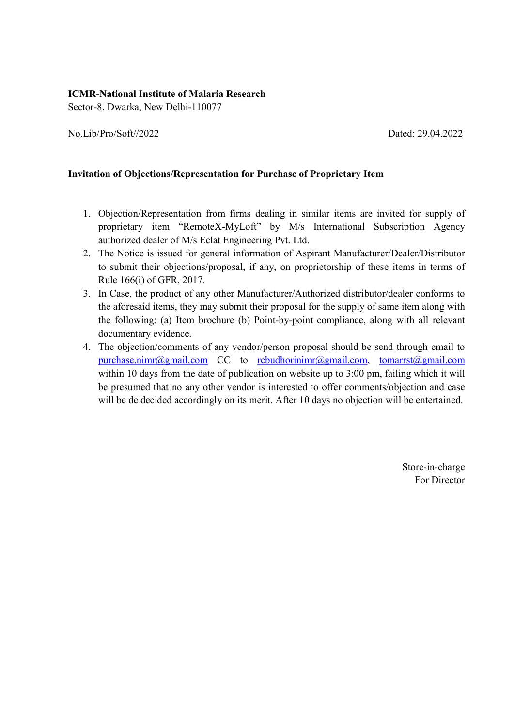**ICMR-National Institute of Malaria Research**
Sector-8, Dwarka, New Delhi-110077

No.Lib/Pro/Soft//2022 Dated: 29.04.2022

**Invitation of Objections/Representation for Purchase of Proprietary Item**

1. Objection/Representation from firms dealing in similar items are invited for supply of proprietary item "RemoteX-MyLoft" by M/s International Subscription Agency authorized dealer of M/s Eclat Engineering Pvt. Ltd.
2. The Notice is issued for general information of Aspirant Manufacturer/Dealer/Distributor to submit their objections/proposal, if any, on proprietorship of these items in terms of Rule 166(i) of GFR, 2017.
3. In Case, the product of any other Manufacturer/Authorized distributor/dealer conforms to the aforesaid items, they may submit their proposal for the supply of same item along with the following: (a) Item brochure (b) Point-by-point compliance, along with all relevant documentary evidence.
4. The objection/comments of any vendor/person proposal should be send through email to purchase.nimr@gmail.com CC to rcbudhorinimr@gmail.com, tomarrst@gmail.com within 10 days from the date of publication on website up to 3:00 pm, failing which it will be presumed that no any other vendor is interested to offer comments/objection and case will be de decided accordingly on its merit. After 10 days no objection will be entertained.

Store-in-charge
For Director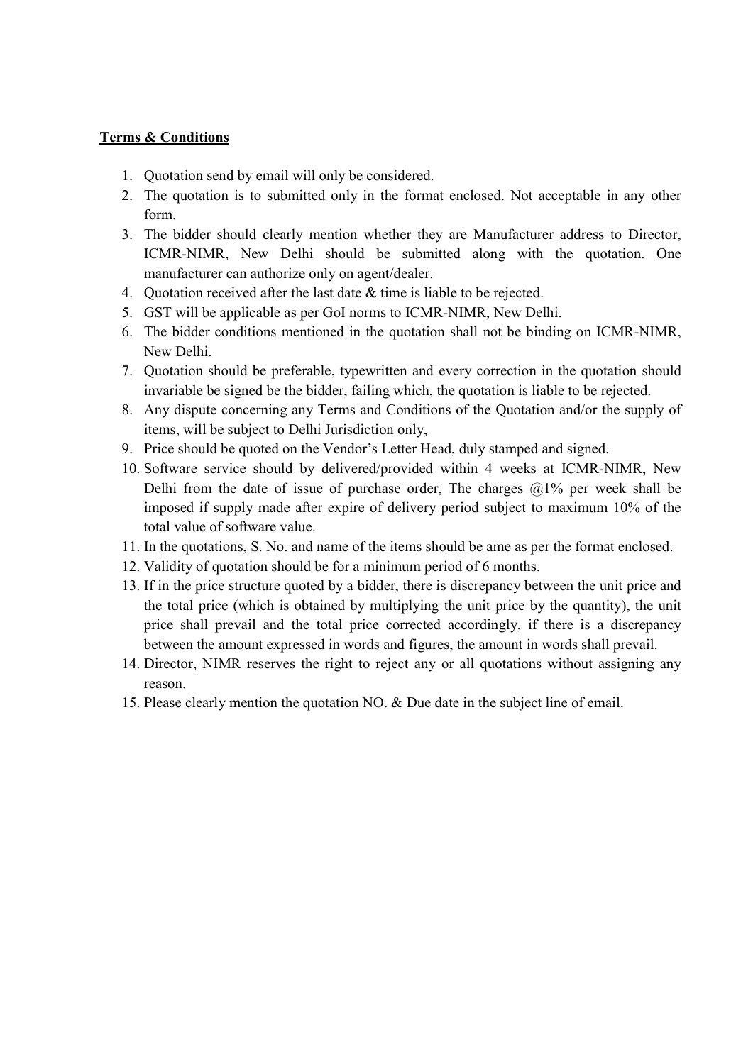**Terms & Conditions**

1. Quotation send by email will only be considered.
2. The quotation is to submitted only in the format enclosed. Not acceptable in any other form.
3. The bidder should clearly mention whether they are Manufacturer address to Director, ICMR-NIMR, New Delhi should be submitted along with the quotation. One manufacturer can authorize only on agent/dealer.
4. Quotation received after the last date & time is liable to be rejected.
5. GST will be applicable as per GoI norms to ICMR-NIMR, New Delhi.
6. The bidder conditions mentioned in the quotation shall not be binding on ICMR-NIMR, New Delhi.
7. Quotation should be preferable, typewritten and every correction in the quotation should invariable be signed be the bidder, failing which, the quotation is liable to be rejected.
8. Any dispute concerning any Terms and Conditions of the Quotation and/or the supply of items, will be subject to Delhi Jurisdiction only,
9. Price should be quoted on the Vendor's Letter Head, duly stamped and signed.
10. Software service should by delivered/provided within 4 weeks at ICMR-NIMR, New Delhi from the date of issue of purchase order, The charges @1% per week shall be imposed if supply made after expire of delivery period subject to maximum 10% of the total value of software value.
11. In the quotations, S. No. and name of the items should be ame as per the format enclosed.
12. Validity of quotation should be for a minimum period of 6 months.
13. If in the price structure quoted by a bidder, there is discrepancy between the unit price and the total price (which is obtained by multiplying the unit price by the quantity), the unit price shall prevail and the total price corrected accordingly, if there is a discrepancy between the amount expressed in words and figures, the amount in words shall prevail.
14. Director, NIMR reserves the right to reject any or all quotations without assigning any reason.
15. Please clearly mention the quotation NO. & Due date in the subject line of email.